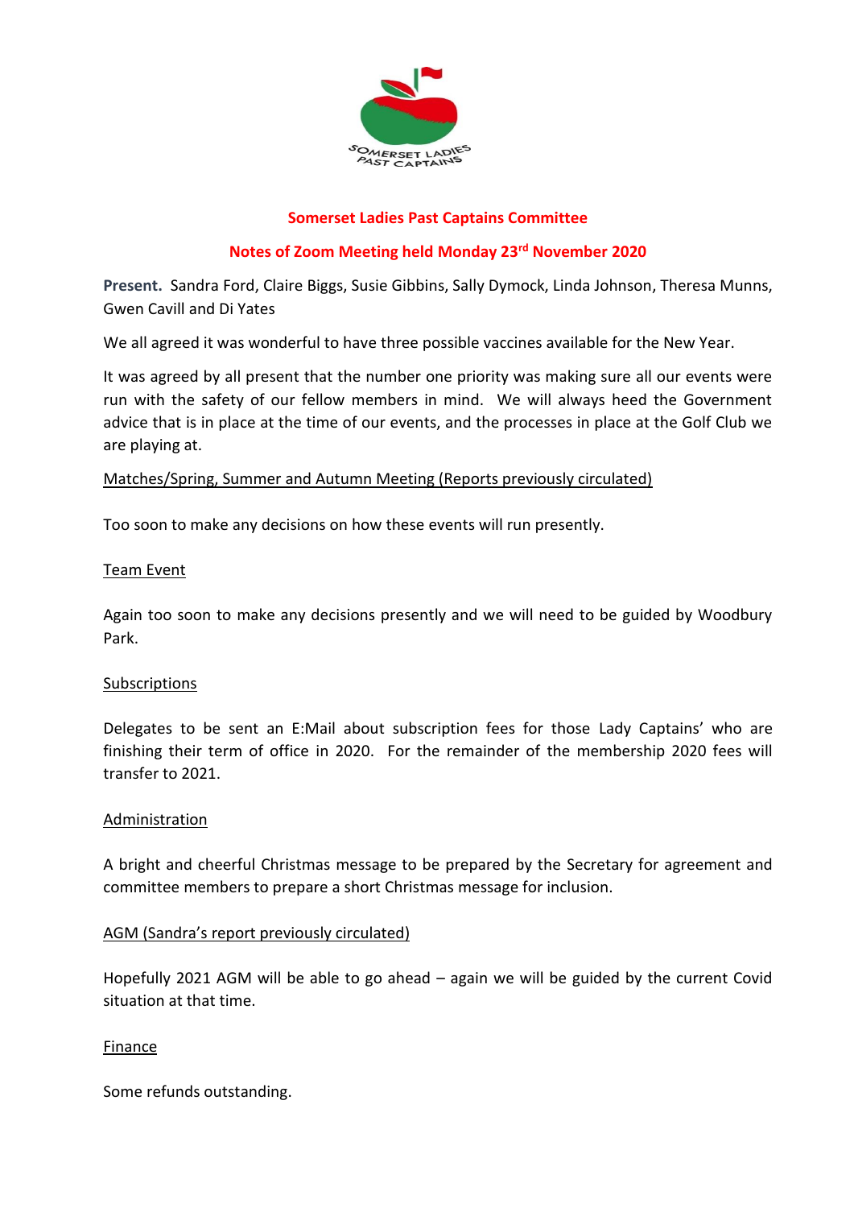# Somerset Ladies Past Captains Committee

## Notes of Zoom Meeting held Monday 23rd November 2020

**Present.** Sandra Ford, Claire Biggs, Susie Gibbins, Sally Dymock, Linda Johnson, Theresa Munns, Gwen Cavill and Di Yates

We all agreed it was wonderful to have three possible vaccines available for the New Year.

It was agreed by all present that the number one priority was making sure all our events were run with the safety of our fellow members in mind. We will always heed the Government advice that is in place at the time of our events, and the processes in place at the Golf Club we are playing at.

<u>Matches/Spring, Summer and Autumn Meeting (Reports previously circulated)</u>

Too soon to make any decisions on how these events will run presently.

<u>Team Event</u>

Again too soon to make any decisions presently and we will need to be guided by Woodbury Park.

<u>Subscriptions</u>

Delegates to be sent an E:Mail about subscription fees for those Lady Captains' who are finishing their term of office in 2020. For the remainder of the membership 2020 fees will transfer to 2021.

<u>Administration</u>

A bright and cheerful Christmas message to be prepared by the Secretary for agreement and committee members to prepare a short Christmas message for inclusion.

<u>AGM (Sandra's report previously circulated)</u>

Hopefully 2021 AGM will be able to go ahead – again we will be guided by the current Covid situation at that time.

<u>Finance</u>

Some refunds outstanding.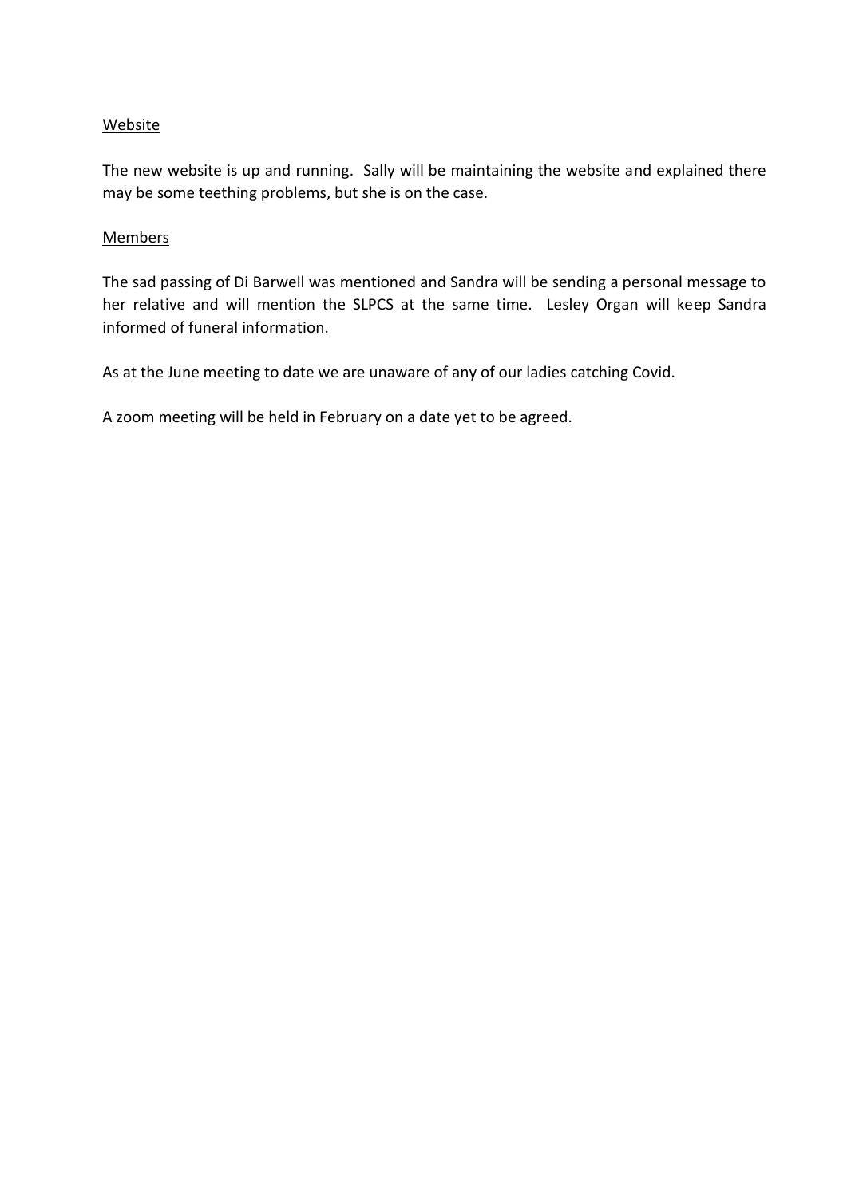Website

The new website is up and running. Sally will be maintaining the website and explained there may be some teething problems, but she is on the case.

Members

The sad passing of Di Barwell was mentioned and Sandra will be sending a personal message to her relative and will mention the SLPCS at the same time. Lesley Organ will keep Sandra informed of funeral information.

As at the June meeting to date we are unaware of any of our ladies catching Covid.

A zoom meeting will be held in February on a date yet to be agreed.